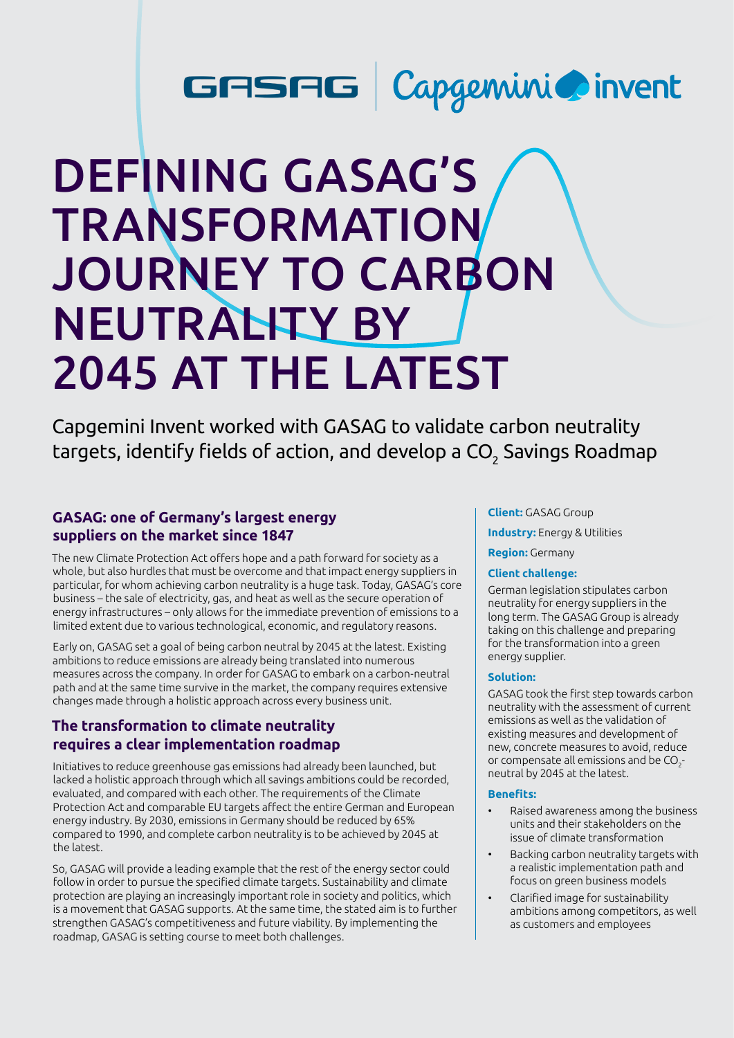# DEFINING GASAG'S TRANSFORMATION JOURNEY TO CARBON NEUTRALITY BY 2045 AT THE LATEST

Capgemini Invent worked with GASAG to validate carbon neutrality targets, identify fields of action, and develop a $CO_2$ Savings Roadmap

## GASAG: one of Germany's largest energy suppliers on the market since 1847

The new Climate Protection Act offers hope and a path forward for society as a whole, but also hurdles that must be overcome and that impact energy suppliers in particular, for whom achieving carbon neutrality is a huge task. Today, GASAG's core business – the sale of electricity, gas, and heat as well as the secure operation of energy infrastructures – only allows for the immediate prevention of emissions to a limited extent due to various technological, economic, and regulatory reasons.

Early on, GASAG set a goal of being carbon neutral by 2045 at the latest. Existing ambitions to reduce emissions are already being translated into numerous measures across the company. In order for GASAG to embark on a carbon-neutral path and at the same time survive in the market, the company requires extensive changes made through a holistic approach across every business unit.

## The transformation to climate neutrality requires a clear implementation roadmap

Initiatives to reduce greenhouse gas emissions had already been launched, but lacked a holistic approach through which all savings ambitions could be recorded, evaluated, and compared with each other. The requirements of the Climate Protection Act and comparable EU targets affect the entire German and European energy industry. By 2030, emissions in Germany should be reduced by 65% compared to 1990, and complete carbon neutrality is to be achieved by 2045 at the latest.

So, GASAG will provide a leading example that the rest of the energy sector could follow in order to pursue the specified climate targets. Sustainability and climate protection are playing an increasingly important role in society and politics, which is a movement that GASAG supports. At the same time, the stated aim is to further strengthen GASAG's competitiveness and future viability. By implementing the roadmap, GASAG is setting course to meet both challenges.

**Client:** GASAG Group

**Industry:** Energy & Utilities

**Region:** Germany

**Client challenge:**

German legislation stipulates carbon neutrality for energy suppliers in the long term. The GASAG Group is already taking on this challenge and preparing for the transformation into a green energy supplier.

**Solution:**

GASAG took the first step towards carbon neutrality with the assessment of current emissions as well as the validation of existing measures and development of new, concrete measures to avoid, reduce or compensate all emissions and be $CO_2$-neutral by 2045 at the latest.

**Benefits:**

- Raised awareness among the business units and their stakeholders on the issue of climate transformation
- Backing carbon neutrality targets with a realistic implementation path and focus on green business models
- Clarified image for sustainability ambitions among competitors, as well as customers and employees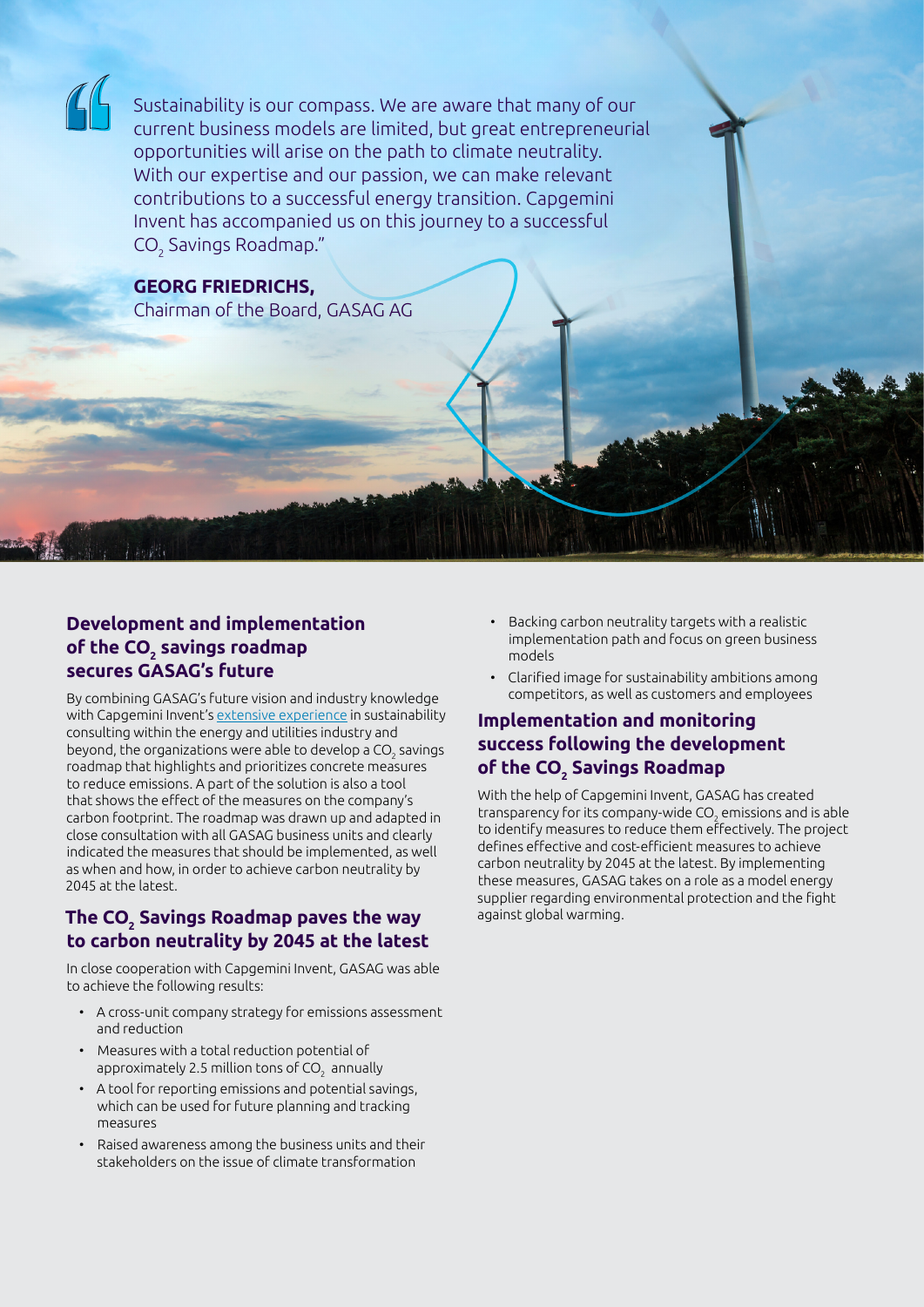> Sustainability is our compass. We are aware that many of our current business models are limited, but great entrepreneurial opportunities will arise on the path to climate neutrality. With our expertise and our passion, we can make relevant contributions to a successful energy transition. Capgemini Invent has accompanied us on this journey to a successful $CO_2$ Savings Roadmap."

**GEORG FRIEDRICHS,**
Chairman of the Board, GASAG AG

## Development and implementation of the $CO_2$ savings roadmap secures GASAG's future

By combining GASAG's future vision and industry knowledge with Capgemini Invent's extensive experience in sustainability consulting within the energy and utilities industry and beyond, the organizations were able to develop a $CO_2$ savings roadmap that highlights and prioritizes concrete measures to reduce emissions. A part of the solution is also a tool that shows the effect of the measures on the company's carbon footprint. The roadmap was drawn up and adapted in close consultation with all GASAG business units and clearly indicated the measures that should be implemented, as well as when and how, in order to achieve carbon neutrality by 2045 at the latest.

## The $CO_2$ Savings Roadmap paves the way to carbon neutrality by 2045 at the latest

In close cooperation with Capgemini Invent, GASAG was able to achieve the following results:

- A cross-unit company strategy for emissions assessment and reduction
- Measures with a total reduction potential of approximately 2.5 million tons of $CO_2$ annually
- A tool for reporting emissions and potential savings, which can be used for future planning and tracking measures
- Raised awareness among the business units and their stakeholders on the issue of climate transformation
- Backing carbon neutrality targets with a realistic implementation path and focus on green business models
- Clarified image for sustainability ambitions among competitors, as well as customers and employees

## Implementation and monitoring success following the development of the $CO_2$ Savings Roadmap

With the help of Capgemini Invent, GASAG has created transparency for its company-wide $CO_2$ emissions and is able to identify measures to reduce them effectively. The project defines effective and cost-efficient measures to achieve carbon neutrality by 2045 at the latest. By implementing these measures, GASAG takes on a role as a model energy supplier regarding environmental protection and the fight against global warming.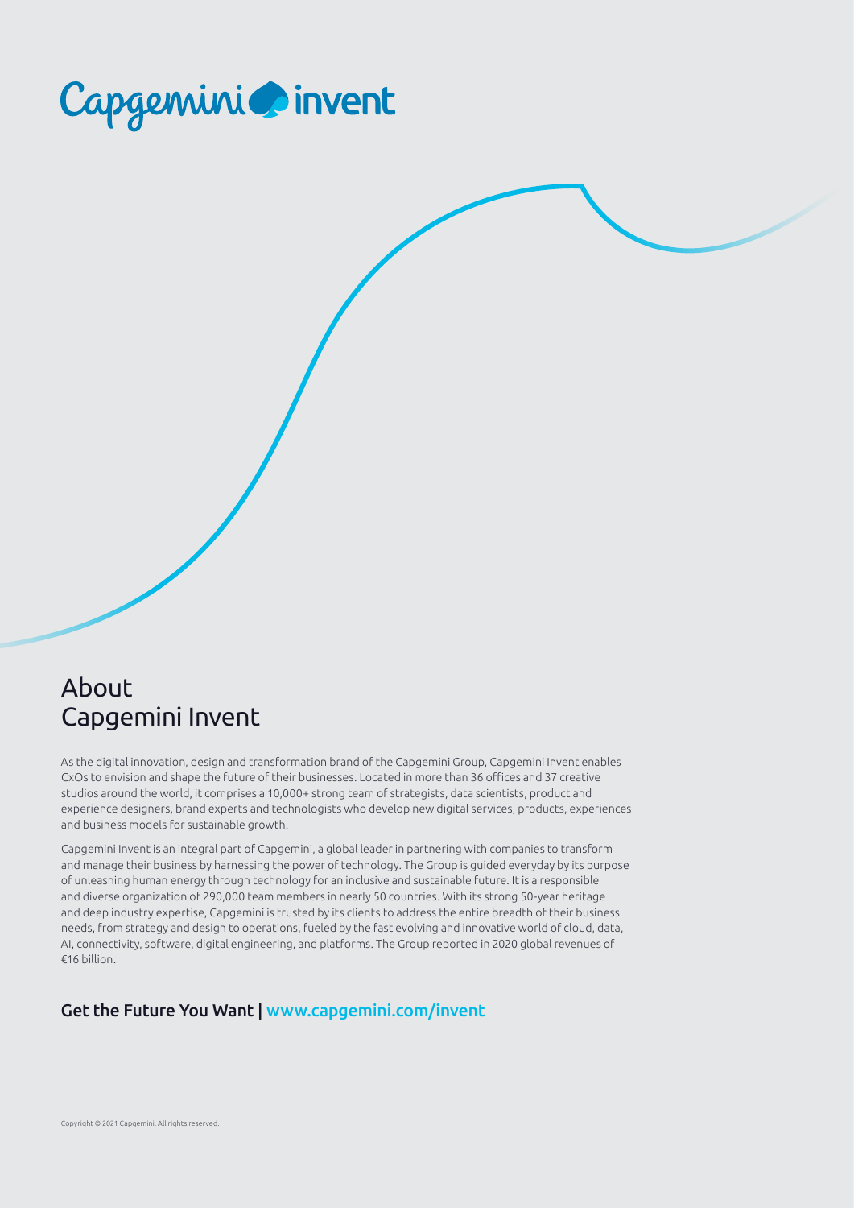Capgemini invent

## About Capgemini Invent

As the digital innovation, design and transformation brand of the Capgemini Group, Capgemini Invent enables CxOs to envision and shape the future of their businesses. Located in more than 36 offices and 37 creative studios around the world, it comprises a 10,000+ strong team of strategists, data scientists, product and experience designers, brand experts and technologists who develop new digital services, products, experiences and business models for sustainable growth.

Capgemini Invent is an integral part of Capgemini, a global leader in partnering with companies to transform and manage their business by harnessing the power of technology. The Group is guided everyday by its purpose of unleashing human energy through technology for an inclusive and sustainable future. It is a responsible and diverse organization of 290,000 team members in nearly 50 countries. With its strong 50-year heritage and deep industry expertise, Capgemini is trusted by its clients to address the entire breadth of their business needs, from strategy and design to operations, fueled by the fast evolving and innovative world of cloud, data, AI, connectivity, software, digital engineering, and platforms. The Group reported in 2020 global revenues of €16 billion.

**Get the Future You Want | www.capgemini.com/invent**

Copyright © 2021 Capgemini. All rights reserved.